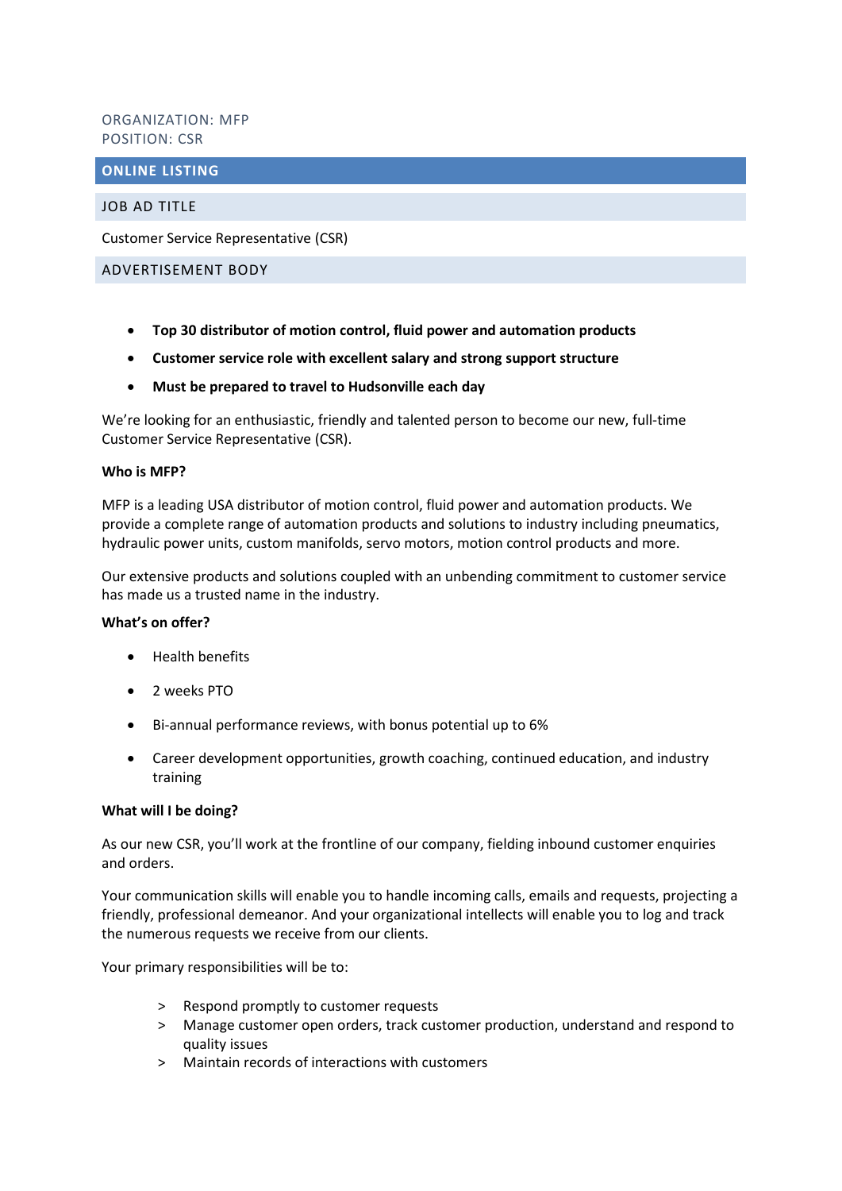ORGANIZATION: MFP
POSITION: CSR

## ONLINE LISTING

### JOB AD TITLE

Customer Service Representative (CSR)

### ADVERTISEMENT BODY

- **Top 30 distributor of motion control, fluid power and automation products**
- **Customer service role with excellent salary and strong support structure**
- **Must be prepared to travel to Hudsonville each day**

We're looking for an enthusiastic, friendly and talented person to become our new, full-time Customer Service Representative (CSR).

**Who is MFP?**

MFP is a leading USA distributor of motion control, fluid power and automation products. We provide a complete range of automation products and solutions to industry including pneumatics, hydraulic power units, custom manifolds, servo motors, motion control products and more.

Our extensive products and solutions coupled with an unbending commitment to customer service has made us a trusted name in the industry.

**What's on offer?**

- Health benefits
- 2 weeks PTO
- Bi-annual performance reviews, with bonus potential up to 6%
- Career development opportunities, growth coaching, continued education, and industry training

**What will I be doing?**

As our new CSR, you'll work at the frontline of our company, fielding inbound customer enquiries and orders.

Your communication skills will enable you to handle incoming calls, emails and requests, projecting a friendly, professional demeanor. And your organizational intellects will enable you to log and track the numerous requests we receive from our clients.

Your primary responsibilities will be to:

> Respond promptly to customer requests
> Manage customer open orders, track customer production, understand and respond to quality issues
> Maintain records of interactions with customers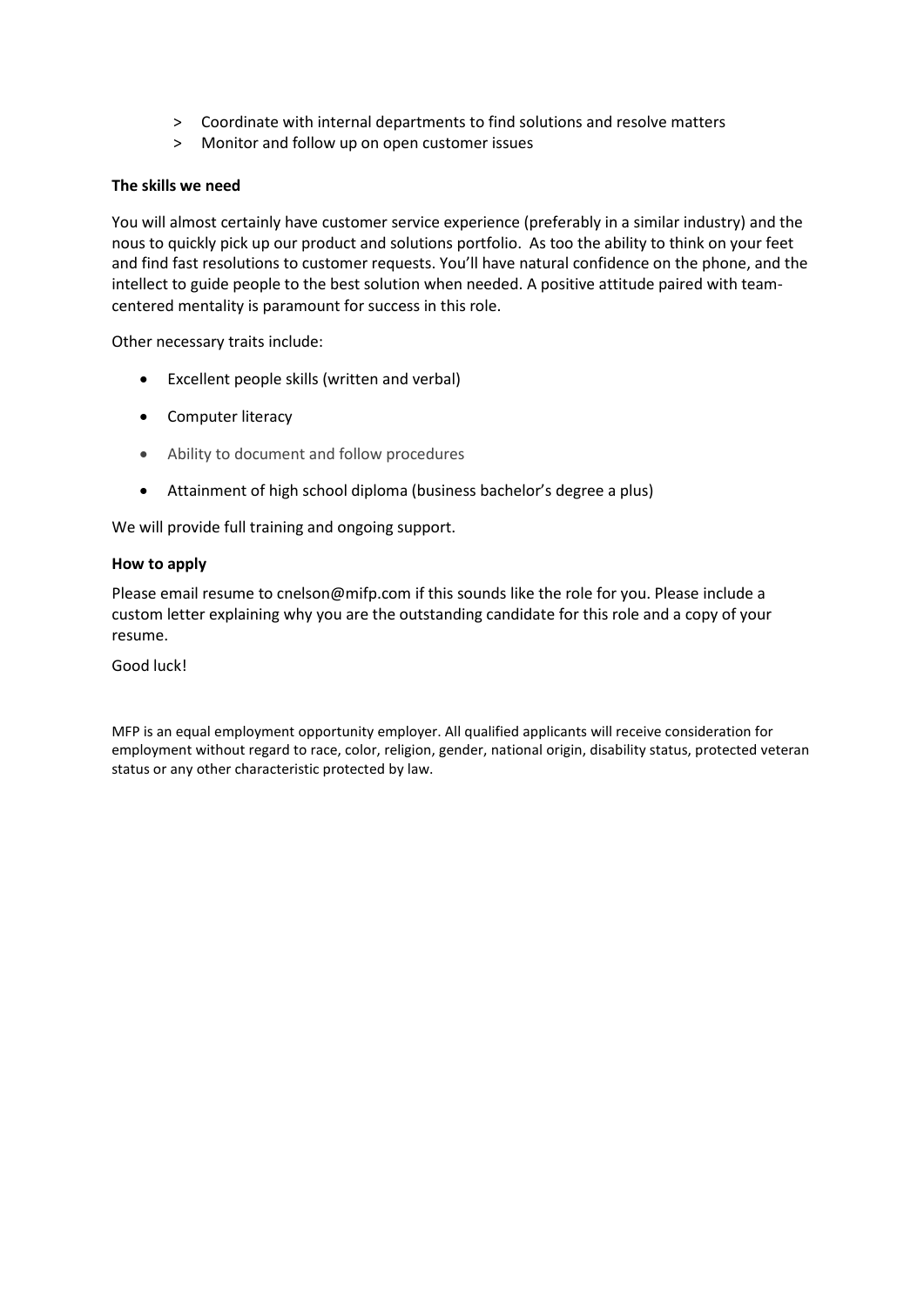> Coordinate with internal departments to find solutions and resolve matters
> Monitor and follow up on open customer issues

**The skills we need**

You will almost certainly have customer service experience (preferably in a similar industry) and the nous to quickly pick up our product and solutions portfolio. As too the ability to think on your feet and find fast resolutions to customer requests. You'll have natural confidence on the phone, and the intellect to guide people to the best solution when needed. A positive attitude paired with team-centered mentality is paramount for success in this role.

Other necessary traits include:

- Excellent people skills (written and verbal)
- Computer literacy
- Ability to document and follow procedures
- Attainment of high school diploma (business bachelor's degree a plus)

We will provide full training and ongoing support.

**How to apply**

Please email resume to cnelson@mifp.com if this sounds like the role for you. Please include a custom letter explaining why you are the outstanding candidate for this role and a copy of your resume.

Good luck!

MFP is an equal employment opportunity employer. All qualified applicants will receive consideration for employment without regard to race, color, religion, gender, national origin, disability status, protected veteran status or any other characteristic protected by law.